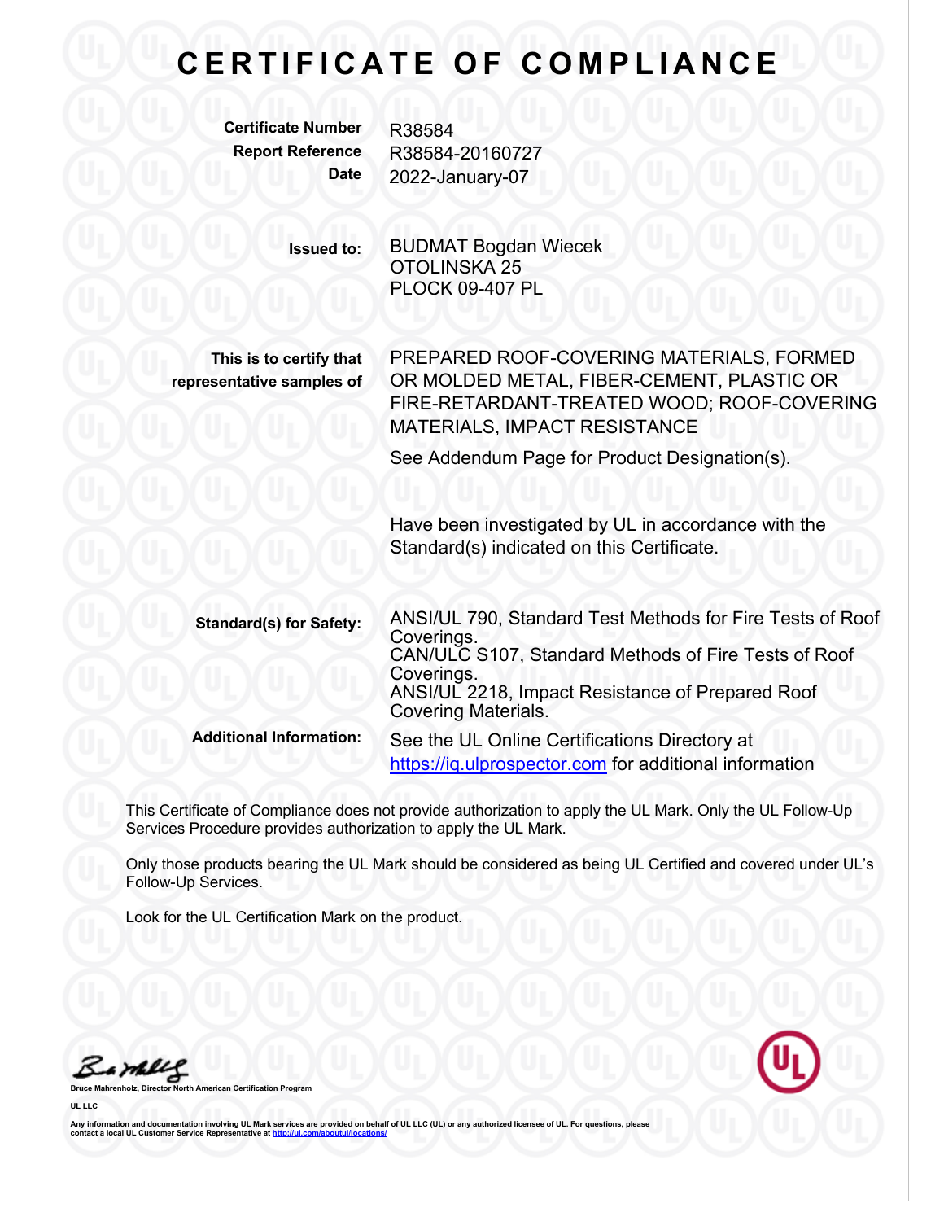# CERTIFICATE OF COMPLIANCE

**Certificate Number** R38584
**Report Reference** R38584-20160727
**Date** 2022-January-07

**Issued to:** BUDMAT Bogdan Wiecek
OTOLINSKA 25
PLOCK 09-407 PL

**This is to certify that representative samples of** PREPARED ROOF-COVERING MATERIALS, FORMED OR MOLDED METAL, FIBER-CEMENT, PLASTIC OR FIRE-RETARDANT-TREATED WOOD; ROOF-COVERING MATERIALS, IMPACT RESISTANCE

See Addendum Page for Product Designation(s).

Have been investigated by UL in accordance with the Standard(s) indicated on this Certificate.

**Standard(s) for Safety:** ANSI/UL 790, Standard Test Methods for Fire Tests of Roof Coverings.
CAN/ULC S107, Standard Methods of Fire Tests of Roof Coverings.
ANSI/UL 2218, Impact Resistance of Prepared Roof Covering Materials.

**Additional Information:** See the UL Online Certifications Directory at https://iq.ulprospector.com for additional information

This Certificate of Compliance does not provide authorization to apply the UL Mark. Only the UL Follow-Up Services Procedure provides authorization to apply the UL Mark.

Only those products bearing the UL Mark should be considered as being UL Certified and covered under UL's Follow-Up Services.

Look for the UL Certification Mark on the product.

**Bruce Mahrenholz, Director North American Certification Program**

**UL LLC**

**Any information and documentation involving UL Mark services are provided on behalf of UL LLC (UL) or any authorized licensee of UL. For questions, please contact a local UL Customer Service Representative at http://ul.com/aboutul/locations/**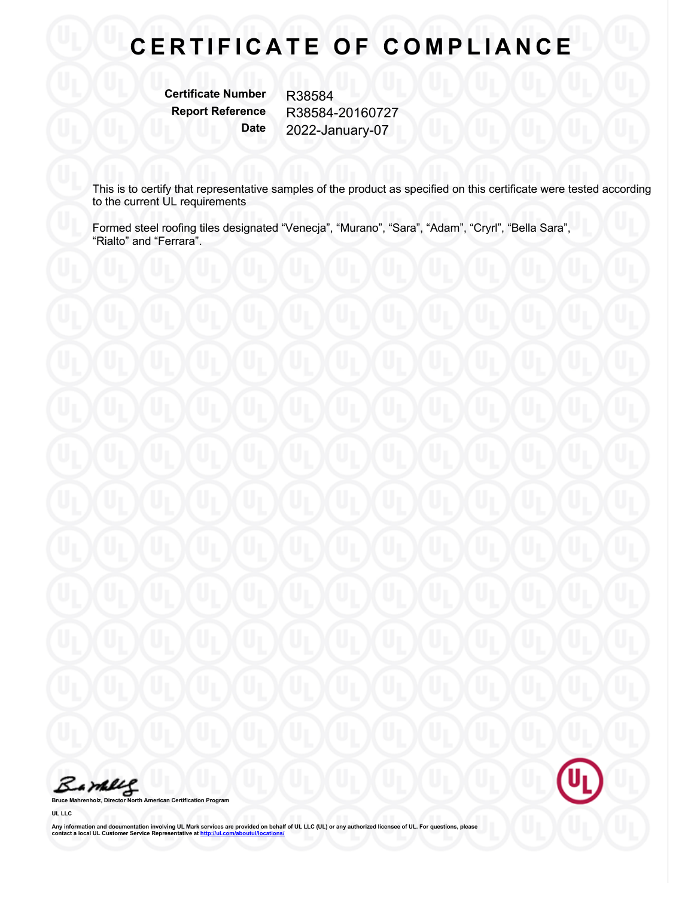# CERTIFICATE OF COMPLIANCE

**Certificate Number** R38584
**Report Reference** R38584-20160727
**Date** 2022-January-07

This is to certify that representative samples of the product as specified on this certificate were tested according to the current UL requirements

Formed steel roofing tiles designated “Venecja”, “Murano”, “Sara”, “Adam”, “Cryrl”, “Bella Sara”, “Rialto” and “Ferrara”.

**Bruce Mahrenholz, Director North American Certification Program**

**UL LLC**

**Any information and documentation involving UL Mark services are provided on behalf of UL LLC (UL) or any authorized licensee of UL. For questions, please contact a local UL Customer Service Representative at http://ul.com/aboutul/locations/**